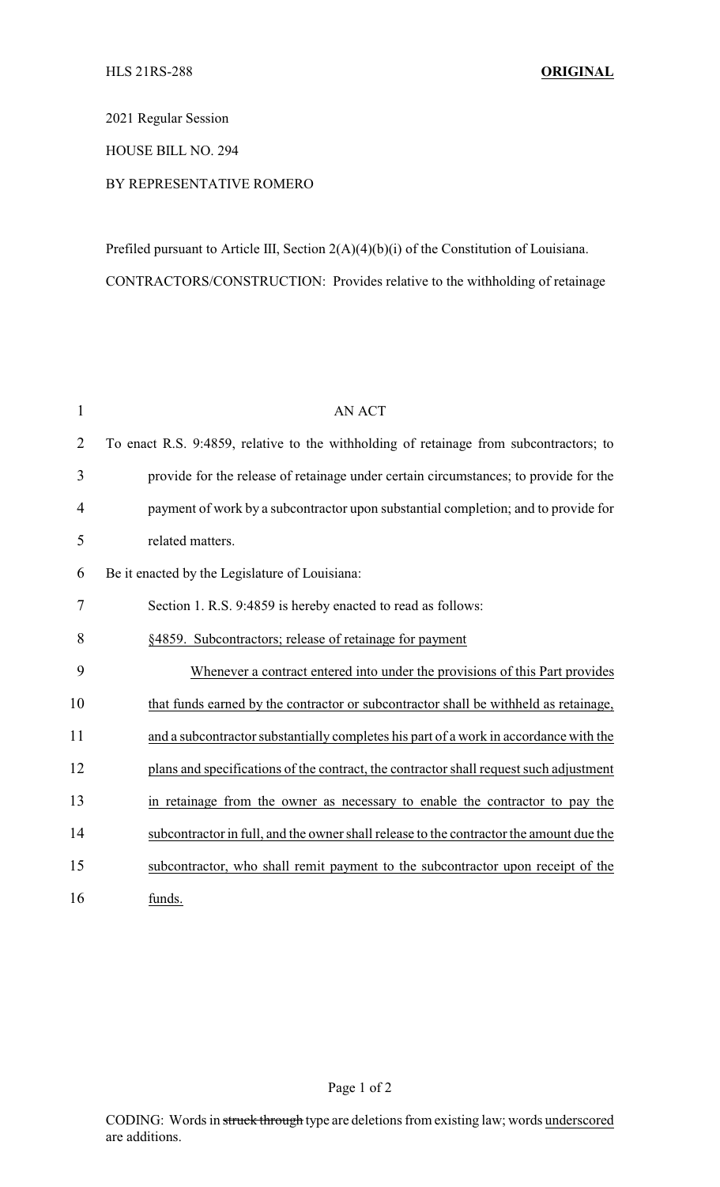HLS 21RS-288 **ORIGINAL**

2021 Regular Session

HOUSE BILL NO. 294

BY REPRESENTATIVE ROMERO

Prefiled pursuant to Article III, Section 2(A)(4)(b)(i) of the Constitution of Louisiana.

CONTRACTORS/CONSTRUCTION: Provides relative to the withholding of retainage

AN ACT

To enact R.S. 9:4859, relative to the withholding of retainage from subcontractors; to provide for the release of retainage under certain circumstances; to provide for the payment of work by a subcontractor upon substantial completion; and to provide for related matters.

Be it enacted by the Legislature of Louisiana:

Section 1. R.S. 9:4859 is hereby enacted to read as follows:

§4859. Subcontractors; release of retainage for payment

Whenever a contract entered into under the provisions of this Part provides that funds earned by the contractor or subcontractor shall be withheld as retainage, and a subcontractor substantially completes his part of a work in accordance with the plans and specifications of the contract, the contractor shall request such adjustment in retainage from the owner as necessary to enable the contractor to pay the subcontractor in full, and the owner shall release to the contractor the amount due the subcontractor, who shall remit payment to the subcontractor upon receipt of the funds.

CODING: Words in ~~struck through~~ type are deletions from existing law; words underscored are additions.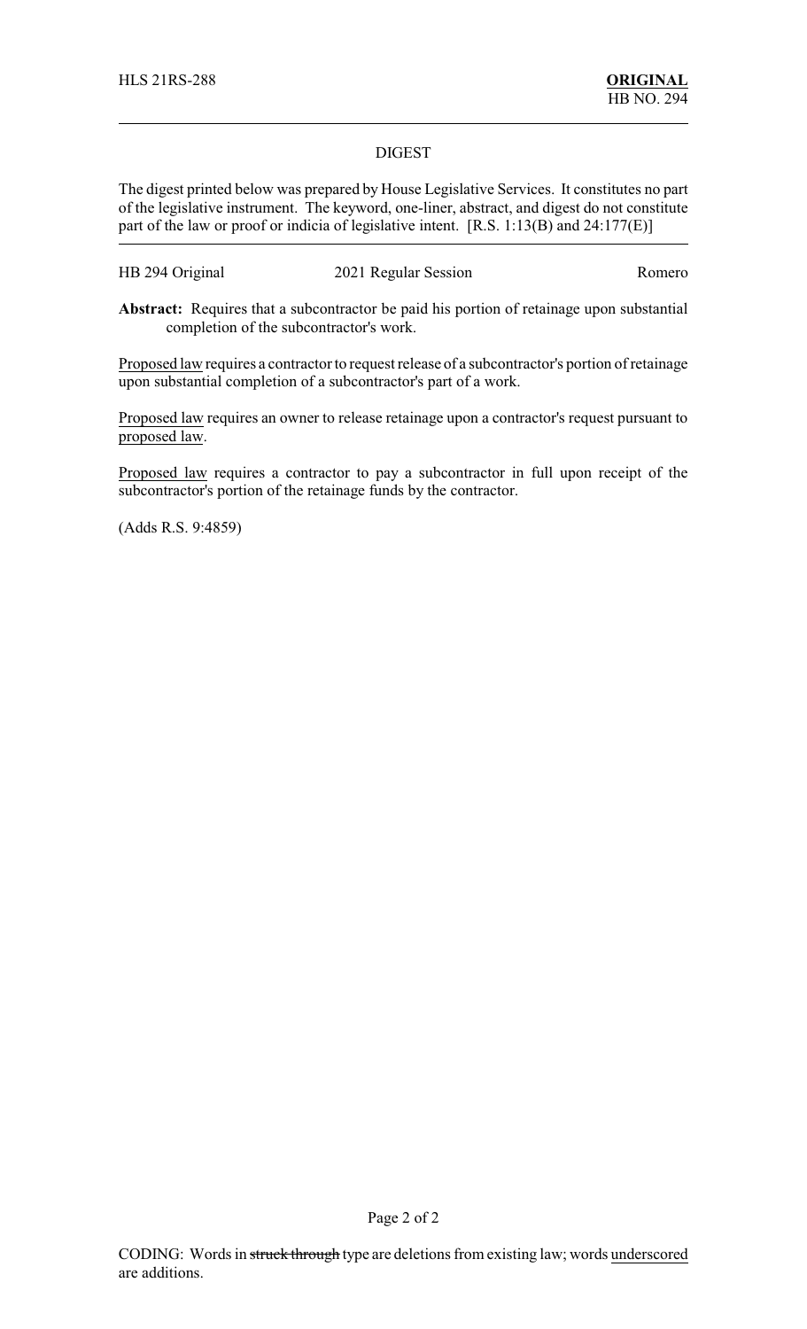## DIGEST

The digest printed below was prepared by House Legislative Services. It constitutes no part of the legislative instrument. The keyword, one-liner, abstract, and digest do not constitute part of the law or proof or indicia of legislative intent. [R.S. 1:13(B) and 24:177(E)]

HB 294 Original | 2021 Regular Session | Romero

**Abstract:** Requires that a subcontractor be paid his portion of retainage upon substantial completion of the subcontractor's work.

Proposed law requires a contractor to request release of a subcontractor's portion of retainage upon substantial completion of a subcontractor's part of a work.

Proposed law requires an owner to release retainage upon a contractor's request pursuant to proposed law.

Proposed law requires a contractor to pay a subcontractor in full upon receipt of the subcontractor's portion of the retainage funds by the contractor.

(Adds R.S. 9:4859)

CODING: Words in ~~struck through~~ type are deletions from existing law; words underscored are additions.